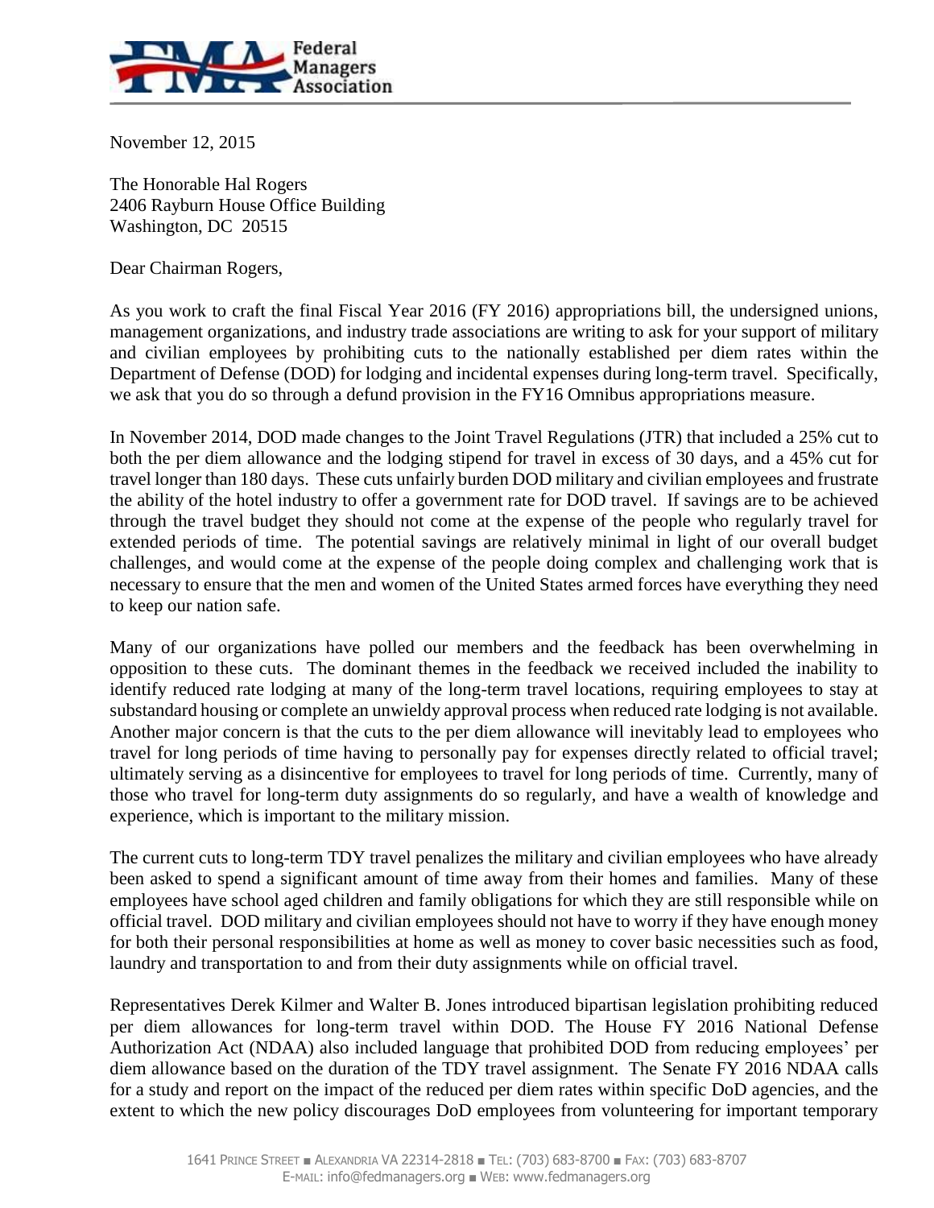November 12, 2015

The Honorable Hal Rogers
2406 Rayburn House Office Building
Washington, DC 20515

Dear Chairman Rogers,

As you work to craft the final Fiscal Year 2016 (FY 2016) appropriations bill, the undersigned unions, management organizations, and industry trade associations are writing to ask for your support of military and civilian employees by prohibiting cuts to the nationally established per diem rates within the Department of Defense (DOD) for lodging and incidental expenses during long-term travel. Specifically, we ask that you do so through a defund provision in the FY16 Omnibus appropriations measure.

In November 2014, DOD made changes to the Joint Travel Regulations (JTR) that included a 25% cut to both the per diem allowance and the lodging stipend for travel in excess of 30 days, and a 45% cut for travel longer than 180 days. These cuts unfairly burden DOD military and civilian employees and frustrate the ability of the hotel industry to offer a government rate for DOD travel. If savings are to be achieved through the travel budget they should not come at the expense of the people who regularly travel for extended periods of time. The potential savings are relatively minimal in light of our overall budget challenges, and would come at the expense of the people doing complex and challenging work that is necessary to ensure that the men and women of the United States armed forces have everything they need to keep our nation safe.

Many of our organizations have polled our members and the feedback has been overwhelming in opposition to these cuts. The dominant themes in the feedback we received included the inability to identify reduced rate lodging at many of the long-term travel locations, requiring employees to stay at substandard housing or complete an unwieldy approval process when reduced rate lodging is not available. Another major concern is that the cuts to the per diem allowance will inevitably lead to employees who travel for long periods of time having to personally pay for expenses directly related to official travel; ultimately serving as a disincentive for employees to travel for long periods of time. Currently, many of those who travel for long-term duty assignments do so regularly, and have a wealth of knowledge and experience, which is important to the military mission.

The current cuts to long-term TDY travel penalizes the military and civilian employees who have already been asked to spend a significant amount of time away from their homes and families. Many of these employees have school aged children and family obligations for which they are still responsible while on official travel. DOD military and civilian employees should not have to worry if they have enough money for both their personal responsibilities at home as well as money to cover basic necessities such as food, laundry and transportation to and from their duty assignments while on official travel.

Representatives Derek Kilmer and Walter B. Jones introduced bipartisan legislation prohibiting reduced per diem allowances for long-term travel within DOD. The House FY 2016 National Defense Authorization Act (NDAA) also included language that prohibited DOD from reducing employees' per diem allowance based on the duration of the TDY travel assignment. The Senate FY 2016 NDAA calls for a study and report on the impact of the reduced per diem rates within specific DoD agencies, and the extent to which the new policy discourages DoD employees from volunteering for important temporary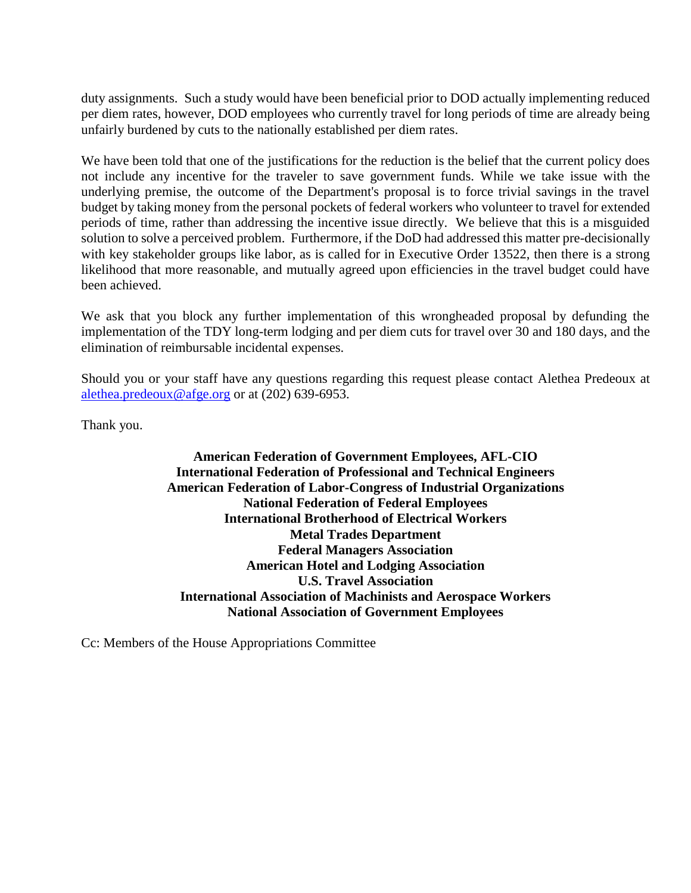duty assignments. Such a study would have been beneficial prior to DOD actually implementing reduced per diem rates, however, DOD employees who currently travel for long periods of time are already being unfairly burdened by cuts to the nationally established per diem rates.

We have been told that one of the justifications for the reduction is the belief that the current policy does not include any incentive for the traveler to save government funds. While we take issue with the underlying premise, the outcome of the Department's proposal is to force trivial savings in the travel budget by taking money from the personal pockets of federal workers who volunteer to travel for extended periods of time, rather than addressing the incentive issue directly. We believe that this is a misguided solution to solve a perceived problem. Furthermore, if the DoD had addressed this matter pre-decisionally with key stakeholder groups like labor, as is called for in Executive Order 13522, then there is a strong likelihood that more reasonable, and mutually agreed upon efficiencies in the travel budget could have been achieved.

We ask that you block any further implementation of this wrongheaded proposal by defunding the implementation of the TDY long-term lodging and per diem cuts for travel over 30 and 180 days, and the elimination of reimbursable incidental expenses.

Should you or your staff have any questions regarding this request please contact Alethea Predeoux at alethea.predeoux@afge.org or at (202) 639-6953.

Thank you.

**American Federation of Government Employees, AFL-CIO**
**International Federation of Professional and Technical Engineers**
**American Federation of Labor-Congress of Industrial Organizations**
**National Federation of Federal Employees**
**International Brotherhood of Electrical Workers**
**Metal Trades Department**
**Federal Managers Association**
**American Hotel and Lodging Association**
**U.S. Travel Association**
**International Association of Machinists and Aerospace Workers**
**National Association of Government Employees**

Cc: Members of the House Appropriations Committee